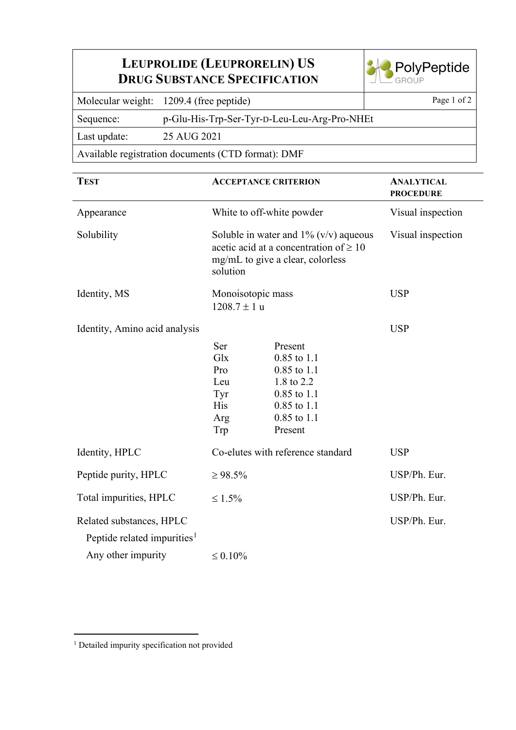# LEUPROLIDE (LEUPRORELIN) US DRUG SUBSTANCE SPECIFICATION

PolyPeptide GROUP

| Molecular weight: | 1209.4 (free peptide) |
|---|---|
| Sequence: | p-Glu-His-Trp-Ser-Tyr-D-Leu-Leu-Arg-Pro-NHEt |
| Last update: | 25 AUG 2021 |
| Available registration documents (CTD format): DMF | |

| TEST | ACCEPTANCE CRITERION | | ANALYTICAL PROCEDURE |
|---|---|---|---|
| Appearance | White to off-white powder | | Visual inspection |
| Solubility | Soluble in water and 1% (v/v) aqueous acetic acid at a concentration of ≥ 10 mg/mL to give a clear, colorless solution | | Visual inspection |
| Identity, MS | Monoisotopic mass 1208.7 ± 1 u | | USP |
| Identity, Amino acid analysis | | | USP |
| | Ser | Present | |
| | Glx | 0.85 to 1.1 | |
| | Pro | 0.85 to 1.1 | |
| | Leu | 1.8 to 2.2 | |
| | Tyr | 0.85 to 1.1 | |
| | His | 0.85 to 1.1 | |
| | Arg | 0.85 to 1.1 | |
| | Trp | Present | |
| Identity, HPLC | Co-elutes with reference standard | | USP |
| Peptide purity, HPLC | ≥ 98.5% | | USP/Ph. Eur. |
| Total impurities, HPLC | ≤ 1.5% | | USP/Ph. Eur. |
| Related substances, HPLC | | | USP/Ph. Eur. |
| Peptide related impurities[1] | | | |
| Any other impurity | ≤ 0.10% | | |

[1] Detailed impurity specification not provided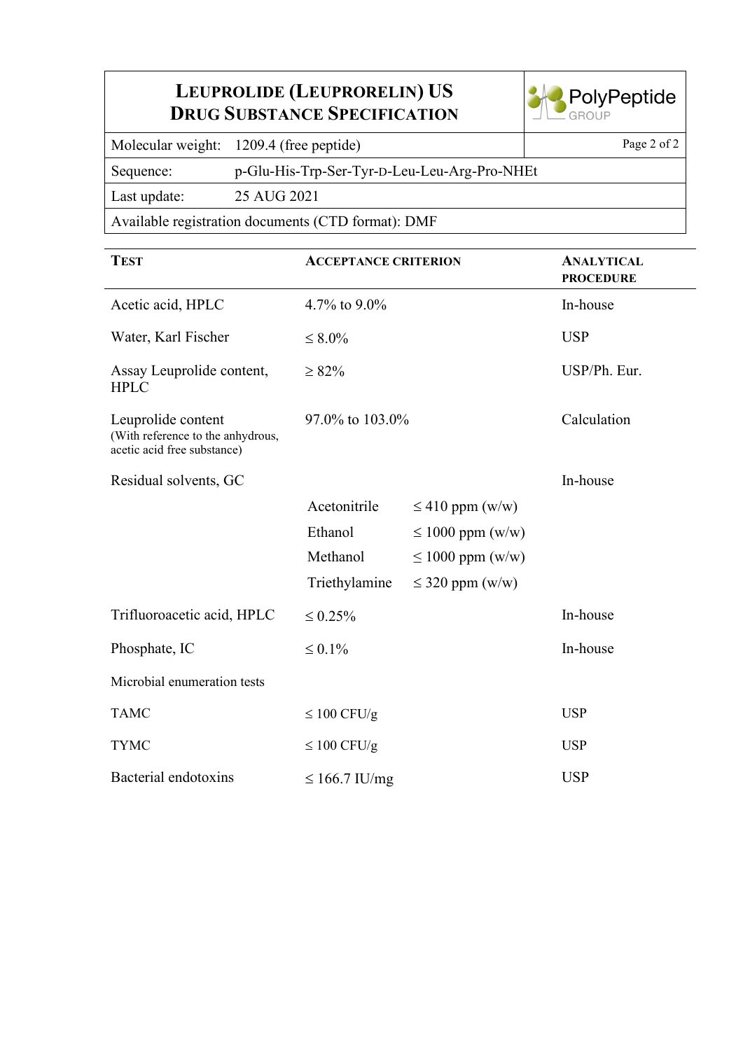# LEUPROLIDE (LEUPRORELIN) US DRUG SUBSTANCE SPECIFICATION

PolyPeptide GROUP

| | |
|---|---|
| Molecular weight: | 1209.4 (free peptide) |
| Sequence: | p-Glu-His-Trp-Ser-Tyr-D-Leu-Leu-Arg-Pro-NHEt |
| Last update: | 25 AUG 2021 |
| Available registration documents (CTD format): DMF | |

| TEST | ACCEPTANCE CRITERION | | ANALYTICAL PROCEDURE |
|---|---|---|---|
| Acetic acid, HPLC | 4.7% to 9.0% | | In-house |
| Water, Karl Fischer | ≤ 8.0% | | USP |
| Assay Leuprolide content, HPLC | ≥ 82% | | USP/Ph. Eur. |
| Leuprolide content (With reference to the anhydrous, acetic acid free substance) | 97.0% to 103.0% | | Calculation |
| Residual solvents, GC | | | In-house |
| | Acetonitrile | ≤ 410 ppm (w/w) | |
| | Ethanol | ≤ 1000 ppm (w/w) | |
| | Methanol | ≤ 1000 ppm (w/w) | |
| | Triethylamine | ≤ 320 ppm (w/w) | |
| Trifluoroacetic acid, HPLC | ≤ 0.25% | | In-house |
| Phosphate, IC | ≤ 0.1% | | In-house |
| Microbial enumeration tests | | | |
| TAMC | ≤ 100 CFU/g | | USP |
| TYMC | ≤ 100 CFU/g | | USP |
| Bacterial endotoxins | ≤ 166.7 IU/mg | | USP |